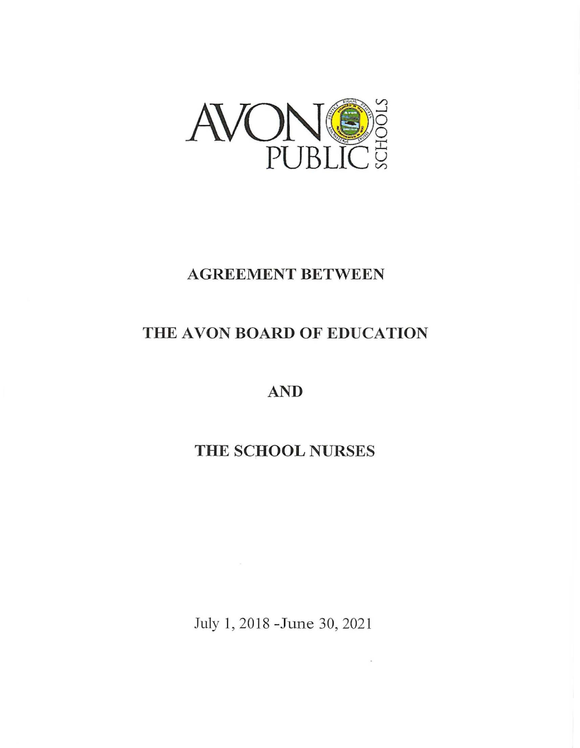AVON PUBLIC SCHOOLS

# AGREEMENT BETWEEN

# THE AVON BOARD OF EDUCATION

# AND

# THE SCHOOL NURSES

July 1, 2018 -June 30, 2021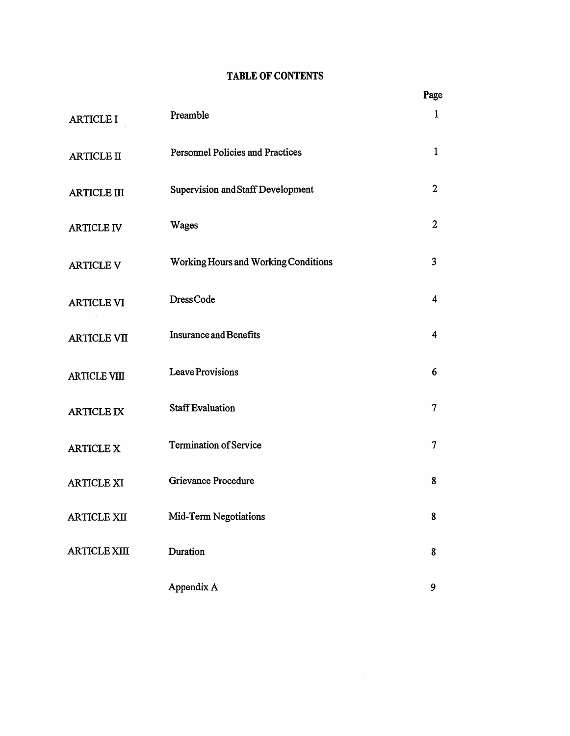# TABLE OF CONTENTS

| | | Page |
|---|---|---|
| ARTICLE I | Preamble | 1 |
| ARTICLE II | Personnel Policies and Practices | 1 |
| ARTICLE III | Supervision and Staff Development | 2 |
| ARTICLE IV | Wages | 2 |
| ARTICLE V | Working Hours and Working Conditions | 3 |
| ARTICLE VI | Dress Code | 4 |
| ARTICLE VII | Insurance and Benefits | 4 |
| ARTICLE VIII | Leave Provisions | 6 |
| ARTICLE IX | Staff Evaluation | 7 |
| ARTICLE X | Termination of Service | 7 |
| ARTICLE XI | Grievance Procedure | 8 |
| ARTICLE XII | Mid-Term Negotiations | 8 |
| ARTICLE XIII | Duration | 8 |
| | Appendix A | 9 |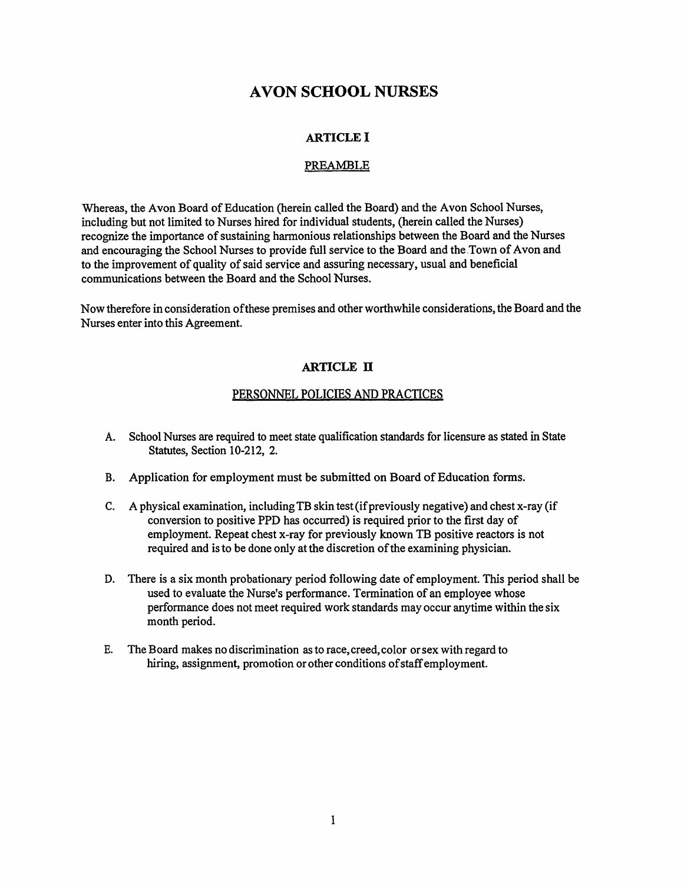# AVON SCHOOL NURSES

## ARTICLE I

### PREAMBLE

Whereas, the Avon Board of Education (herein called the Board) and the Avon School Nurses, including but not limited to Nurses hired for individual students, (herein called the Nurses) recognize the importance of sustaining harmonious relationships between the Board and the Nurses and encouraging the School Nurses to provide full service to the Board and the Town of Avon and to the improvement of quality of said service and assuring necessary, usual and beneficial communications between the Board and the School Nurses.

Now therefore in consideration of these premises and other worthwhile considerations, the Board and the Nurses enter into this Agreement.

## ARTICLE II

### PERSONNEL POLICIES AND PRACTICES

A. School Nurses are required to meet state qualification standards for licensure as stated in State Statutes, Section 10-212, 2.

B. Application for employment must be submitted on Board of Education forms.

C. A physical examination, including TB skin test (if previously negative) and chest x-ray (if conversion to positive PPD has occurred) is required prior to the first day of employment. Repeat chest x-ray for previously known TB positive reactors is not required and is to be done only at the discretion of the examining physician.

D. There is a six month probationary period following date of employment. This period shall be used to evaluate the Nurse's performance. Termination of an employee whose performance does not meet required work standards may occur anytime within the six month period.

E. The Board makes no discrimination as to race, creed, color or sex with regard to hiring, assignment, promotion or other conditions of staff employment.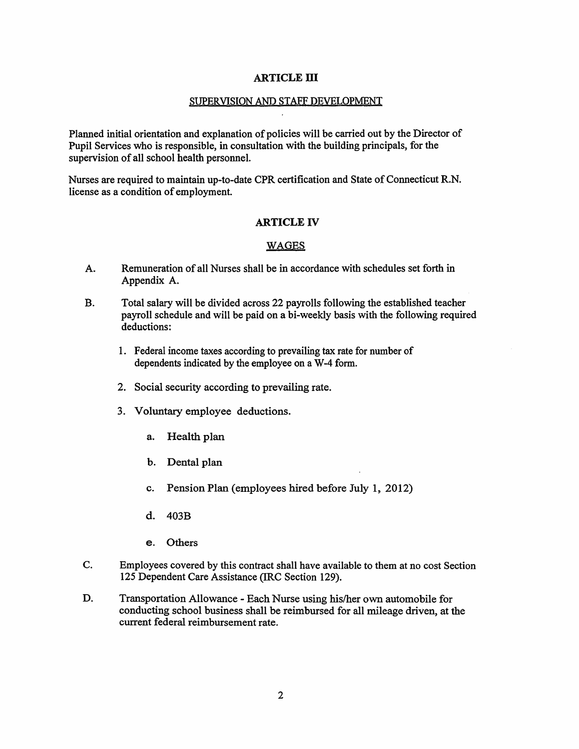## ARTICLE III

### SUPERVISION AND STAFF DEVELOPMENT

Planned initial orientation and explanation of policies will be carried out by the Director of Pupil Services who is responsible, in consultation with the building principals, for the supervision of all school health personnel.

Nurses are required to maintain up-to-date CPR certification and State of Connecticut R.N. license as a condition of employment.

## ARTICLE IV

### WAGES

A. Remuneration of all Nurses shall be in accordance with schedules set forth in Appendix A.

B. Total salary will be divided across 22 payrolls following the established teacher payroll schedule and will be paid on a bi-weekly basis with the following required deductions:

1. Federal income taxes according to prevailing tax rate for number of dependents indicated by the employee on a W-4 form.
2. Social security according to prevailing rate.
3. Voluntary employee deductions.
    a. Health plan
    b. Dental plan
    c. Pension Plan (employees hired before July 1, 2012)
    d. 403B
    e. Others

C. Employees covered by this contract shall have available to them at no cost Section 125 Dependent Care Assistance (IRC Section 129).

D. Transportation Allowance - Each Nurse using his/her own automobile for conducting school business shall be reimbursed for all mileage driven, at the current federal reimbursement rate.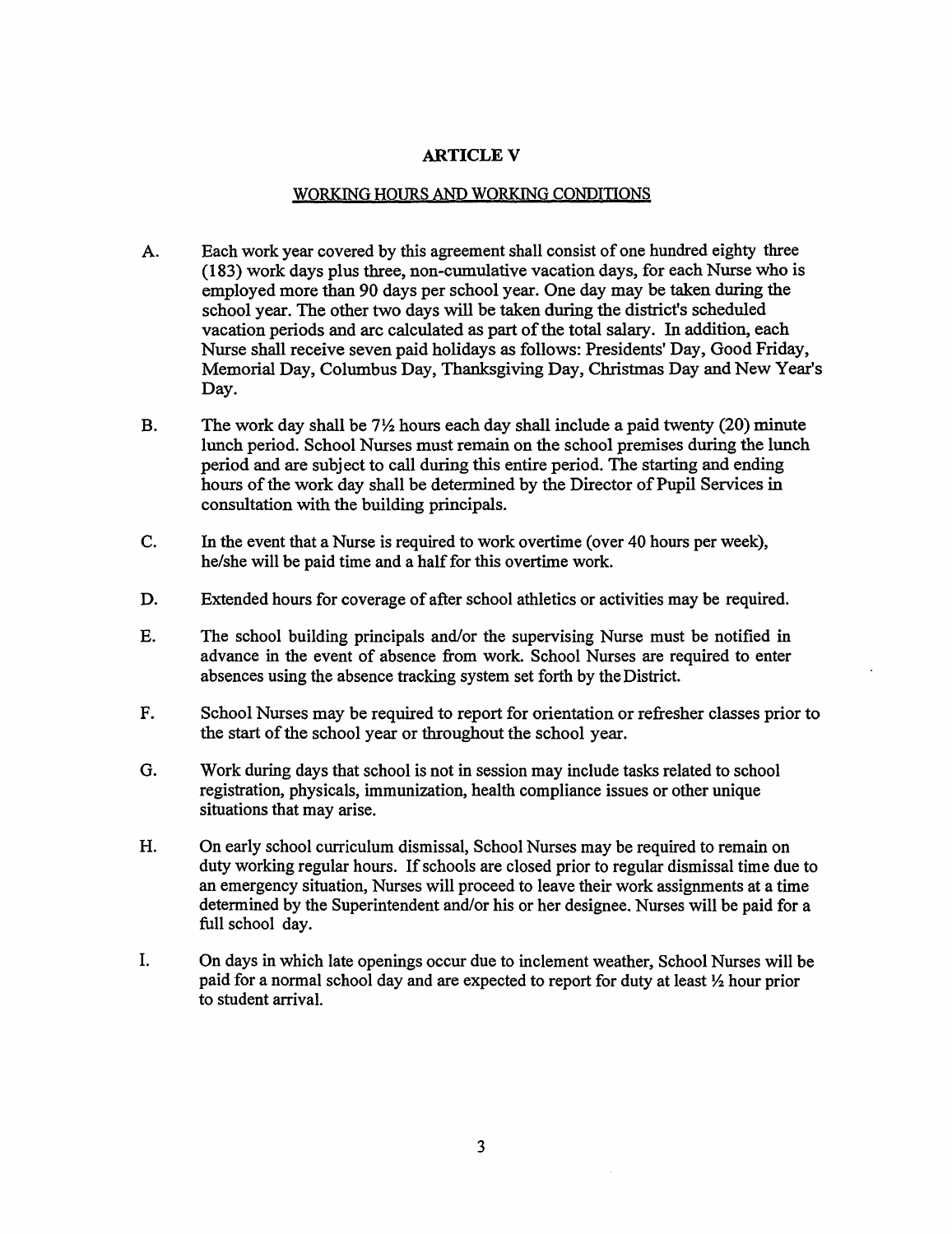# ARTICLE V

## WORKING HOURS AND WORKING CONDITIONS

A. Each work year covered by this agreement shall consist of one hundred eighty three (183) work days plus three, non-cumulative vacation days, for each Nurse who is employed more than 90 days per school year. One day may be taken during the school year. The other two days will be taken during the district's scheduled vacation periods and arc calculated as part of the total salary. In addition, each Nurse shall receive seven paid holidays as follows: Presidents' Day, Good Friday, Memorial Day, Columbus Day, Thanksgiving Day, Christmas Day and New Year's Day.

B. The work day shall be 7½ hours each day shall include a paid twenty (20) minute lunch period. School Nurses must remain on the school premises during the lunch period and are subject to call during this entire period. The starting and ending hours of the work day shall be determined by the Director of Pupil Services in consultation with the building principals.

C. In the event that a Nurse is required to work overtime (over 40 hours per week), he/she will be paid time and a half for this overtime work.

D. Extended hours for coverage of after school athletics or activities may be required.

E. The school building principals and/or the supervising Nurse must be notified in advance in the event of absence from work. School Nurses are required to enter absences using the absence tracking system set forth by the District.

F. School Nurses may be required to report for orientation or refresher classes prior to the start of the school year or throughout the school year.

G. Work during days that school is not in session may include tasks related to school registration, physicals, immunization, health compliance issues or other unique situations that may arise.

H. On early school curriculum dismissal, School Nurses may be required to remain on duty working regular hours. If schools are closed prior to regular dismissal time due to an emergency situation, Nurses will proceed to leave their work assignments at a time determined by the Superintendent and/or his or her designee. Nurses will be paid for a full school day.

I. On days in which late openings occur due to inclement weather, School Nurses will be paid for a normal school day and are expected to report for duty at least ½ hour prior to student arrival.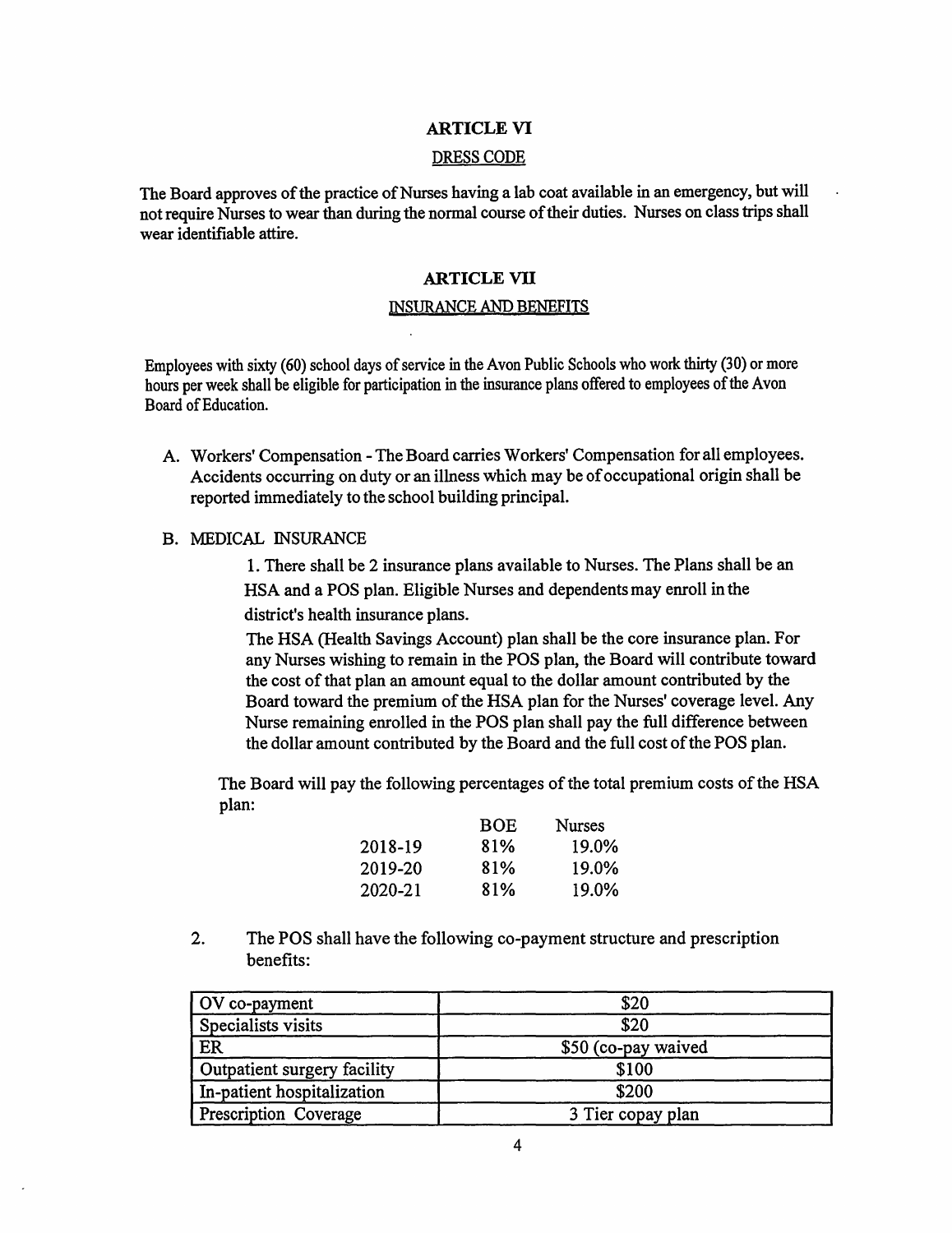## ARTICLE VI

### DRESS CODE

The Board approves of the practice of Nurses having a lab coat available in an emergency, but will not require Nurses to wear than during the normal course of their duties. Nurses on class trips shall wear identifiable attire.

## ARTICLE VII

### INSURANCE AND BENEFITS

Employees with sixty (60) school days of service in the Avon Public Schools who work thirty (30) or more hours per week shall be eligible for participation in the insurance plans offered to employees of the Avon Board of Education.

A. Workers' Compensation - The Board carries Workers' Compensation for all employees. Accidents occurring on duty or an illness which may be of occupational origin shall be reported immediately to the school building principal.

B. MEDICAL INSURANCE

1. There shall be 2 insurance plans available to Nurses. The Plans shall be an HSA and a POS plan. Eligible Nurses and dependents may enroll in the district's health insurance plans.

The HSA (Health Savings Account) plan shall be the core insurance plan. For any Nurses wishing to remain in the POS plan, the Board will contribute toward the cost of that plan an amount equal to the dollar amount contributed by the Board toward the premium of the HSA plan for the Nurses' coverage level. Any Nurse remaining enrolled in the POS plan shall pay the full difference between the dollar amount contributed by the Board and the full cost of the POS plan.

The Board will pay the following percentages of the total premium costs of the HSA plan:

| | BOE | Nurses |
|---|---|---|
| 2018-19 | 81% | 19.0% |
| 2019-20 | 81% | 19.0% |
| 2020-21 | 81% | 19.0% |

2. The POS shall have the following co-payment structure and prescription benefits:

| | |
|---|---|
| OV co-payment | $20 |
| Specialists visits | $20 |
| ER | $50 (co-pay waived |
| Outpatient surgery facility | $100 |
| In-patient hospitalization | $200 |
| Prescription Coverage | 3 Tier copay plan |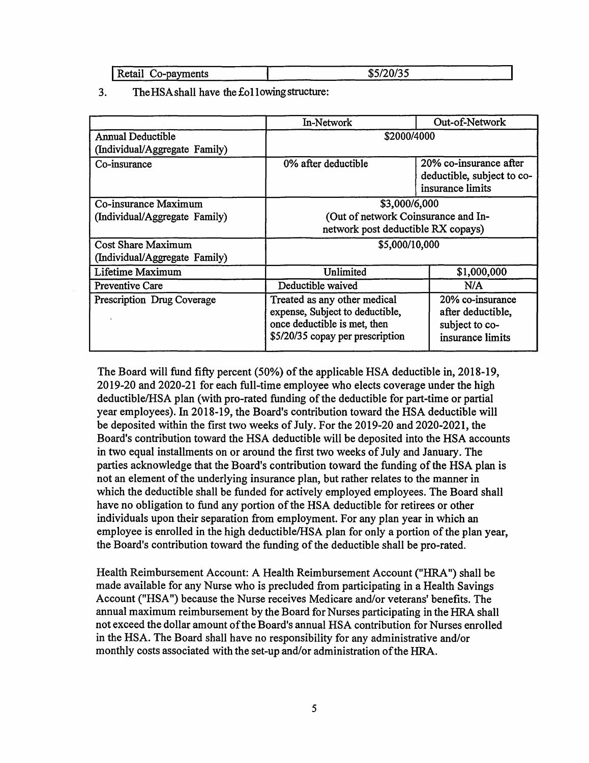| Retail Co-payments | $5/20/35 |
|---|---|

3. The HSA shall have the following structure:

| | In-Network | Out-of-Network |
|---|---|---|
| Annual Deductible (Individual/Aggregate Family) | $2000/4000 | |
| Co-insurance | 0% after deductible | 20% co-insurance after deductible, subject to co-insurance limits |
| Co-insurance Maximum (Individual/Aggregate Family) | $3,000/6,000 (Out of network Coinsurance and In-network post deductible RX copays) | |
| Cost Share Maximum (Individual/Aggregate Family) | $5,000/10,000 | |
| Lifetime Maximum | Unlimited | $1,000,000 |
| Preventive Care | Deductible waived | N/A |
| Prescription Drug Coverage | Treated as any other medical expense, Subject to deductible, once deductible is met, then $5/20/35 copay per prescription | 20% co-insurance after deductible, subject to co-insurance limits |

The Board will fund fifty percent (50%) of the applicable HSA deductible in, 2018-19, 2019-20 and 2020-21 for each full-time employee who elects coverage under the high deductible/HSA plan (with pro-rated funding of the deductible for part-time or partial year employees). In 2018-19, the Board's contribution toward the HSA deductible will be deposited within the first two weeks of July. For the 2019-20 and 2020-2021, the Board's contribution toward the HSA deductible will be deposited into the HSA accounts in two equal installments on or around the first two weeks of July and January. The parties acknowledge that the Board's contribution toward the funding of the HSA plan is not an element of the underlying insurance plan, but rather relates to the manner in which the deductible shall be funded for actively employed employees. The Board shall have no obligation to fund any portion of the HSA deductible for retirees or other individuals upon their separation from employment. For any plan year in which an employee is enrolled in the high deductible/HSA plan for only a portion of the plan year, the Board's contribution toward the funding of the deductible shall be pro-rated.

Health Reimbursement Account: A Health Reimbursement Account ("HRA") shall be made available for any Nurse who is precluded from participating in a Health Savings Account ("HSA") because the Nurse receives Medicare and/or veterans' benefits. The annual maximum reimbursement by the Board for Nurses participating in the HRA shall not exceed the dollar amount of the Board's annual HSA contribution for Nurses enrolled in the HSA. The Board shall have no responsibility for any administrative and/or monthly costs associated with the set-up and/or administration of the HRA.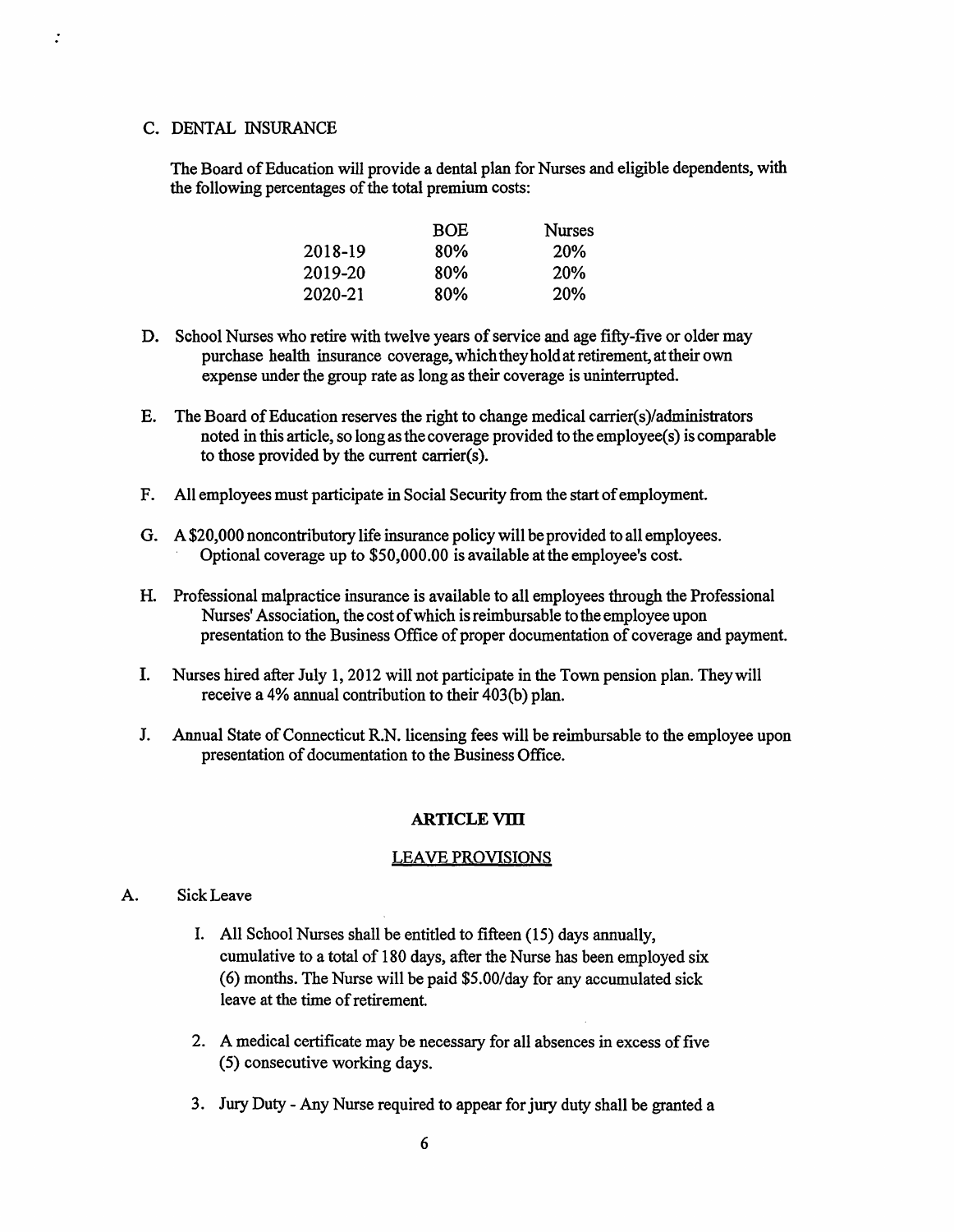C. DENTAL INSURANCE

The Board of Education will provide a dental plan for Nurses and eligible dependents, with the following percentages of the total premium costs:

| | BOE | Nurses |
|---|---|---|
| 2018-19 | 80% | 20% |
| 2019-20 | 80% | 20% |
| 2020-21 | 80% | 20% |

D. School Nurses who retire with twelve years of service and age fifty-five or older may purchase health insurance coverage, which they hold at retirement, at their own expense under the group rate as long as their coverage is uninterrupted.

E. The Board of Education reserves the right to change medical carrier(s)/administrators noted in this article, so long as the coverage provided to the employee(s) is comparable to those provided by the current carrier(s).

F. All employees must participate in Social Security from the start of employment.

G. A $20,000 noncontributory life insurance policy will be provided to all employees. Optional coverage up to $50,000.00 is available at the employee's cost.

H. Professional malpractice insurance is available to all employees through the Professional Nurses' Association, the cost of which is reimbursable to the employee upon presentation to the Business Office of proper documentation of coverage and payment.

I. Nurses hired after July 1, 2012 will not participate in the Town pension plan. They will receive a 4% annual contribution to their 403(b) plan.

J. Annual State of Connecticut R.N. licensing fees will be reimbursable to the employee upon presentation of documentation to the Business Office.

**ARTICLE VIII**

LEAVE PROVISIONS

A. Sick Leave

1. All School Nurses shall be entitled to fifteen (15) days annually, cumulative to a total of 180 days, after the Nurse has been employed six (6) months. The Nurse will be paid $5.00/day for any accumulated sick leave at the time of retirement.

2. A medical certificate may be necessary for all absences in excess of five (5) consecutive working days.

3. Jury Duty - Any Nurse required to appear for jury duty shall be granted a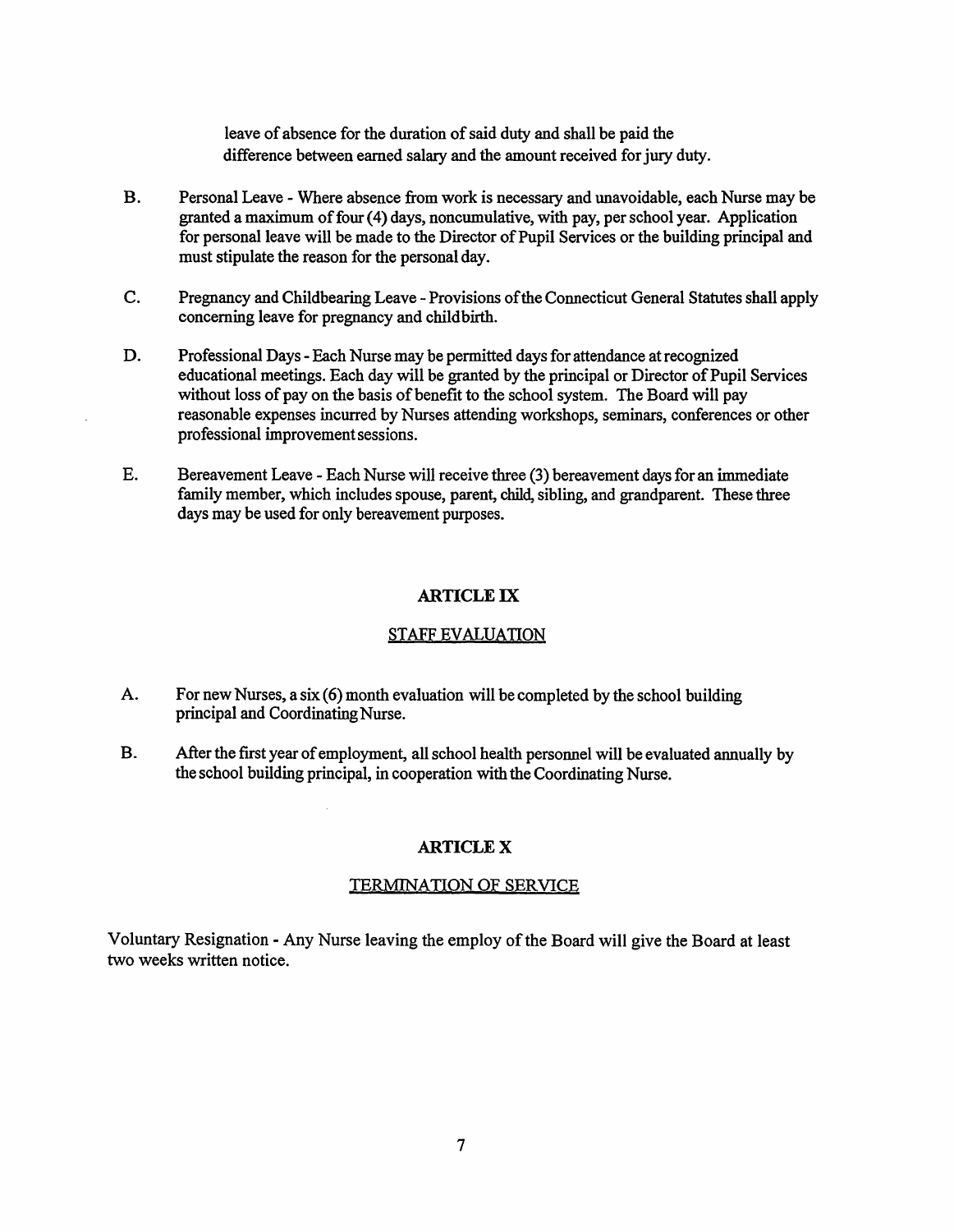leave of absence for the duration of said duty and shall be paid the difference between earned salary and the amount received for jury duty.

B. Personal Leave - Where absence from work is necessary and unavoidable, each Nurse may be granted a maximum of four (4) days, noncumulative, with pay, per school year. Application for personal leave will be made to the Director of Pupil Services or the building principal and must stipulate the reason for the personal day.

C. Pregnancy and Childbearing Leave - Provisions of the Connecticut General Statutes shall apply concerning leave for pregnancy and childbirth.

D. Professional Days - Each Nurse may be permitted days for attendance at recognized educational meetings. Each day will be granted by the principal or Director of Pupil Services without loss of pay on the basis of benefit to the school system. The Board will pay reasonable expenses incurred by Nurses attending workshops, seminars, conferences or other professional improvement sessions.

E. Bereavement Leave - Each Nurse will receive three (3) bereavement days for an immediate family member, which includes spouse, parent, child, sibling, and grandparent. These three days may be used for only bereavement purposes.

## ARTICLE IX

### STAFF EVALUATION

A. For new Nurses, a six (6) month evaluation will be completed by the school building principal and Coordinating Nurse.

B. After the first year of employment, all school health personnel will be evaluated annually by the school building principal, in cooperation with the Coordinating Nurse.

## ARTICLE X

### TERMINATION OF SERVICE

Voluntary Resignation - Any Nurse leaving the employ of the Board will give the Board at least two weeks written notice.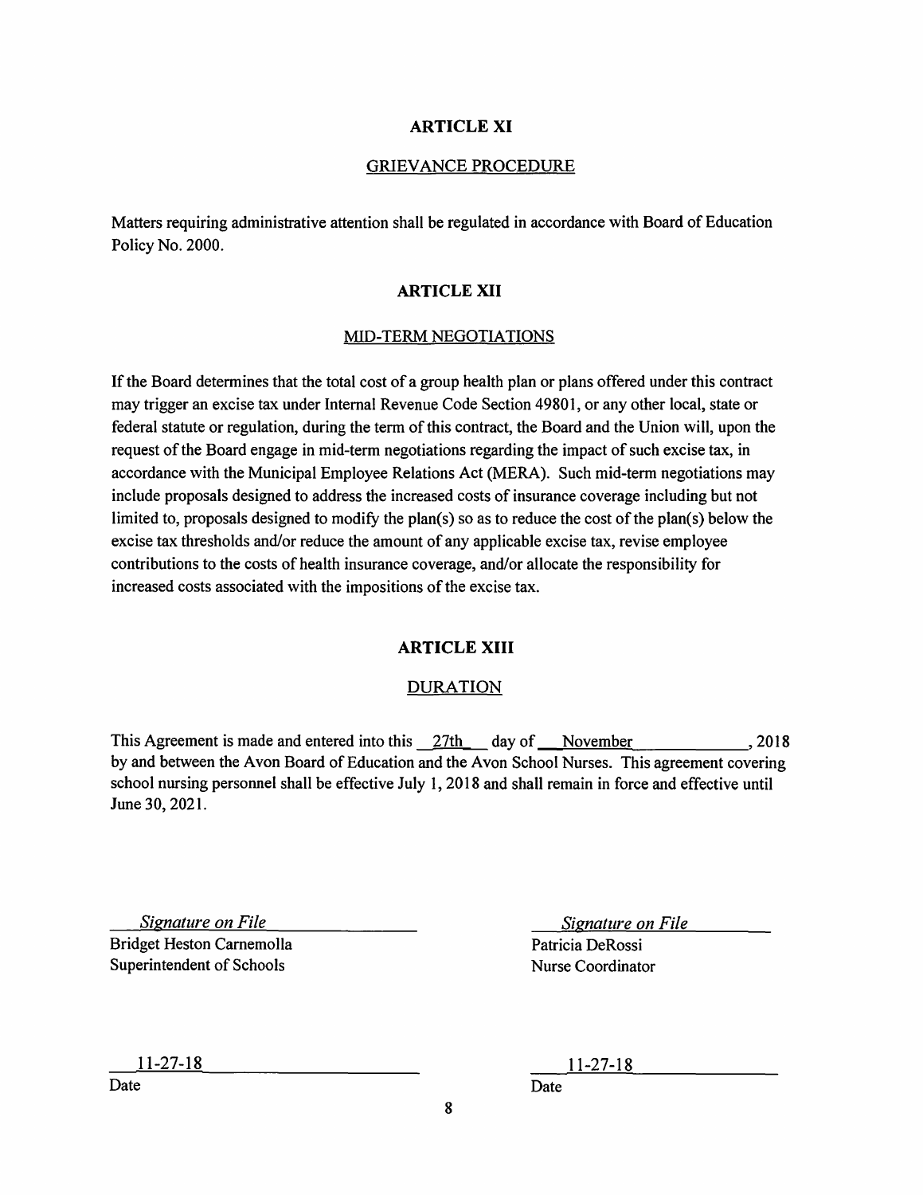## ARTICLE XI

GRIEVANCE PROCEDURE

Matters requiring administrative attention shall be regulated in accordance with Board of Education Policy No. 2000.

## ARTICLE XII

MID-TERM NEGOTIATIONS

If the Board determines that the total cost of a group health plan or plans offered under this contract may trigger an excise tax under Internal Revenue Code Section 49801, or any other local, state or federal statute or regulation, during the term of this contract, the Board and the Union will, upon the request of the Board engage in mid-term negotiations regarding the impact of such excise tax, in accordance with the Municipal Employee Relations Act (MERA). Such mid-term negotiations may include proposals designed to address the increased costs of insurance coverage including but not limited to, proposals designed to modify the plan(s) so as to reduce the cost of the plan(s) below the excise tax thresholds and/or reduce the amount of any applicable excise tax, revise employee contributions to the costs of health insurance coverage, and/or allocate the responsibility for increased costs associated with the impositions of the excise tax.

## ARTICLE XIII

DURATION

This Agreement is made and entered into this 27th day of November, 2018 by and between the Avon Board of Education and the Avon School Nurses. This agreement covering school nursing personnel shall be effective July 1, 2018 and shall remain in force and effective until June 30, 2021.

*Signature on File*
Bridget Heston Carnemolla
Superintendent of Schools

11-27-18
Date

*Signature on File*
Patricia DeRossi
Nurse Coordinator

11-27-18
Date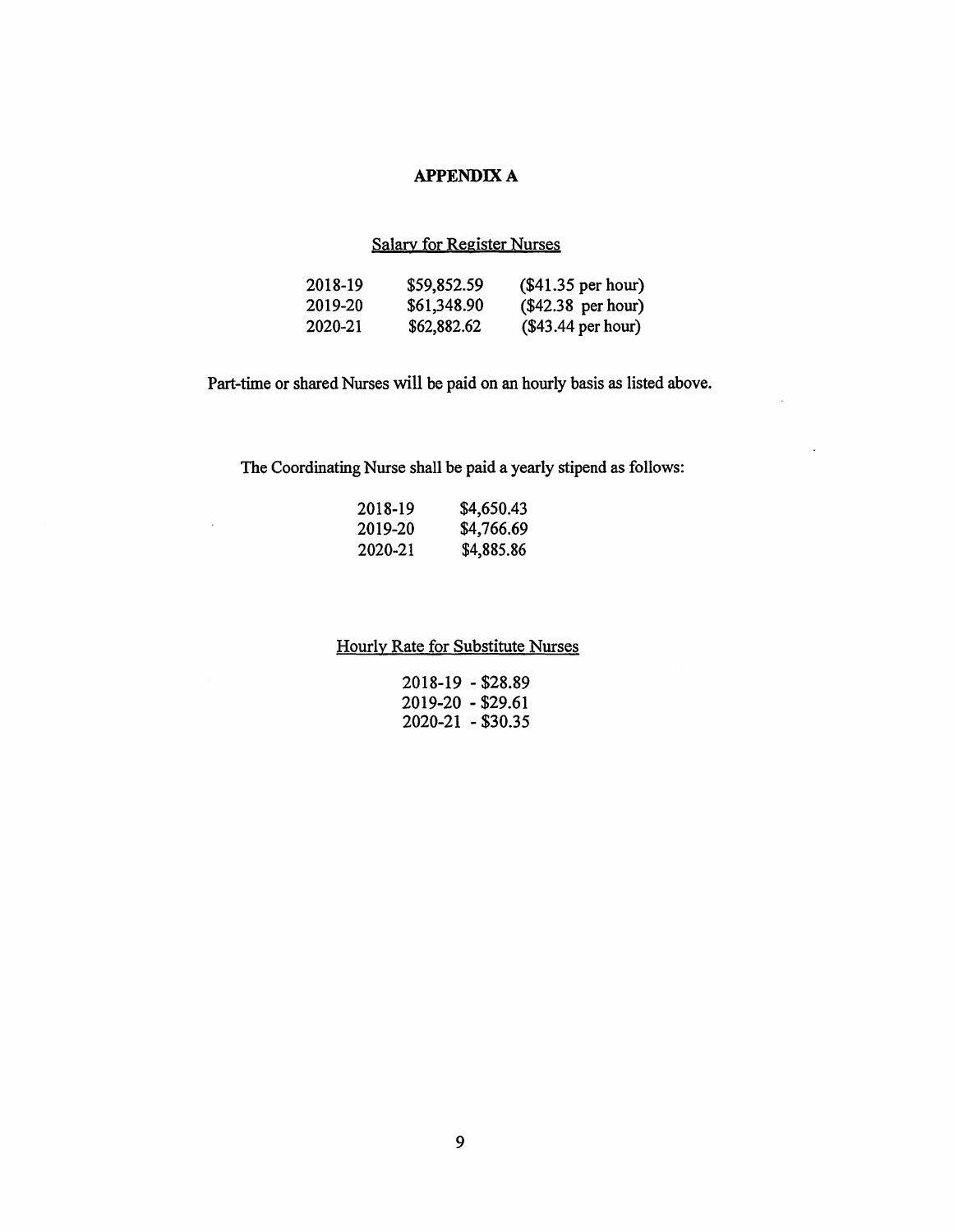# APPENDIX A

## Salary for Register Nurses

| | | |
|---|---|---|
| 2018-19 | $59,852.59 | ($41.35 per hour) |
| 2019-20 | $61,348.90 | ($42.38 per hour) |
| 2020-21 | $62,882.62 | ($43.44 per hour) |

Part-time or shared Nurses will be paid on an hourly basis as listed above.

The Coordinating Nurse shall be paid a yearly stipend as follows:

| | |
|---|---|
| 2018-19 | $4,650.43 |
| 2019-20 | $4,766.69 |
| 2020-21 | $4,885.86 |

## Hourly Rate for Substitute Nurses

2018-19 - $28.89
2019-20 - $29.61
2020-21 - $30.35